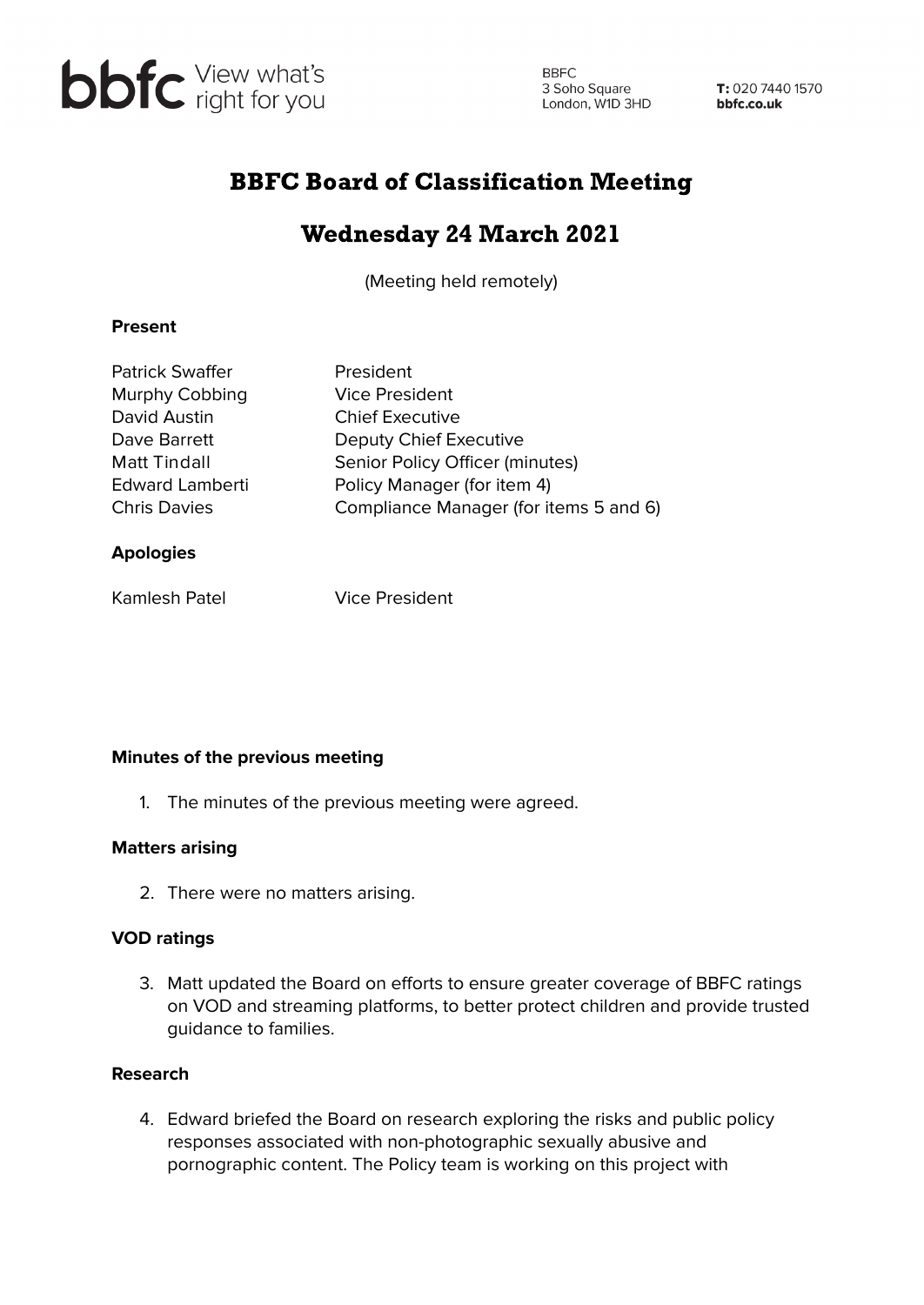bbfc View what's right for you

BBFC
3 Soho Square
London, W1D 3HD

**T:** 020 7440 1570
**bbfc.co.uk**

# BBFC Board of Classification Meeting

## Wednesday 24 March 2021

(Meeting held remotely)

**Present**

| | |
|---|---|
| Patrick Swaffer | President |
| Murphy Cobbing | Vice President |
| David Austin | Chief Executive |
| Dave Barrett | Deputy Chief Executive |
| Matt Tindall | Senior Policy Officer (minutes) |
| Edward Lamberti | Policy Manager (for item 4) |
| Chris Davies | Compliance Manager (for items 5 and 6) |

**Apologies**

| | |
|---|---|
| Kamlesh Patel | Vice President |

**Minutes of the previous meeting**

1. The minutes of the previous meeting were agreed.

**Matters arising**

2. There were no matters arising.

**VOD ratings**

3. Matt updated the Board on efforts to ensure greater coverage of BBFC ratings on VOD and streaming platforms, to better protect children and provide trusted guidance to families.

**Research**

4. Edward briefed the Board on research exploring the risks and public policy responses associated with non-photographic sexually abusive and pornographic content. The Policy team is working on this project with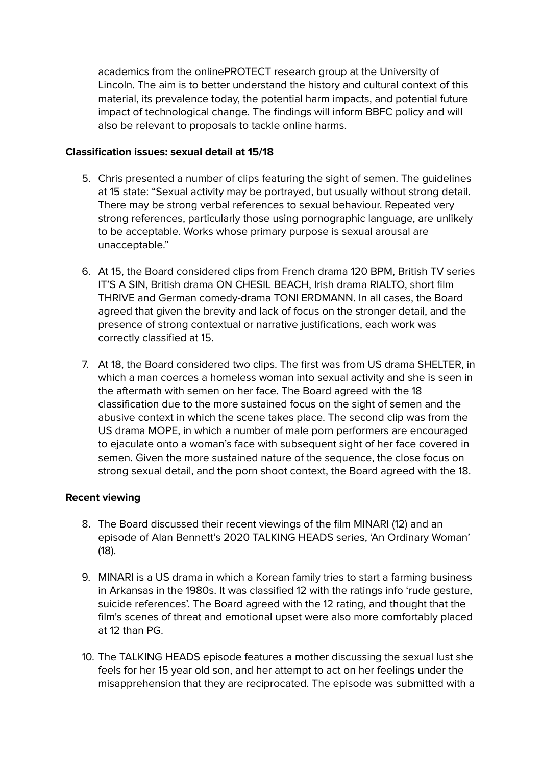academics from the onlinePROTECT research group at the University of Lincoln. The aim is to better understand the history and cultural context of this material, its prevalence today, the potential harm impacts, and potential future impact of technological change. The findings will inform BBFC policy and will also be relevant to proposals to tackle online harms.

**Classification issues: sexual detail at 15/18**

5. Chris presented a number of clips featuring the sight of semen. The guidelines at 15 state: "Sexual activity may be portrayed, but usually without strong detail. There may be strong verbal references to sexual behaviour. Repeated very strong references, particularly those using pornographic language, are unlikely to be acceptable. Works whose primary purpose is sexual arousal are unacceptable."

6. At 15, the Board considered clips from French drama 120 BPM, British TV series IT'S A SIN, British drama ON CHESIL BEACH, Irish drama RIALTO, short film THRIVE and German comedy-drama TONI ERDMANN. In all cases, the Board agreed that given the brevity and lack of focus on the stronger detail, and the presence of strong contextual or narrative justifications, each work was correctly classified at 15.

7. At 18, the Board considered two clips. The first was from US drama SHELTER, in which a man coerces a homeless woman into sexual activity and she is seen in the aftermath with semen on her face. The Board agreed with the 18 classification due to the more sustained focus on the sight of semen and the abusive context in which the scene takes place. The second clip was from the US drama MOPE, in which a number of male porn performers are encouraged to ejaculate onto a woman's face with subsequent sight of her face covered in semen. Given the more sustained nature of the sequence, the close focus on strong sexual detail, and the porn shoot context, the Board agreed with the 18.

**Recent viewing**

8. The Board discussed their recent viewings of the film MINARI (12) and an episode of Alan Bennett's 2020 TALKING HEADS series, 'An Ordinary Woman' (18).

9. MINARI is a US drama in which a Korean family tries to start a farming business in Arkansas in the 1980s. It was classified 12 with the ratings info 'rude gesture, suicide references'. The Board agreed with the 12 rating, and thought that the film's scenes of threat and emotional upset were also more comfortably placed at 12 than PG.

10. The TALKING HEADS episode features a mother discussing the sexual lust she feels for her 15 year old son, and her attempt to act on her feelings under the misapprehension that they are reciprocated. The episode was submitted with a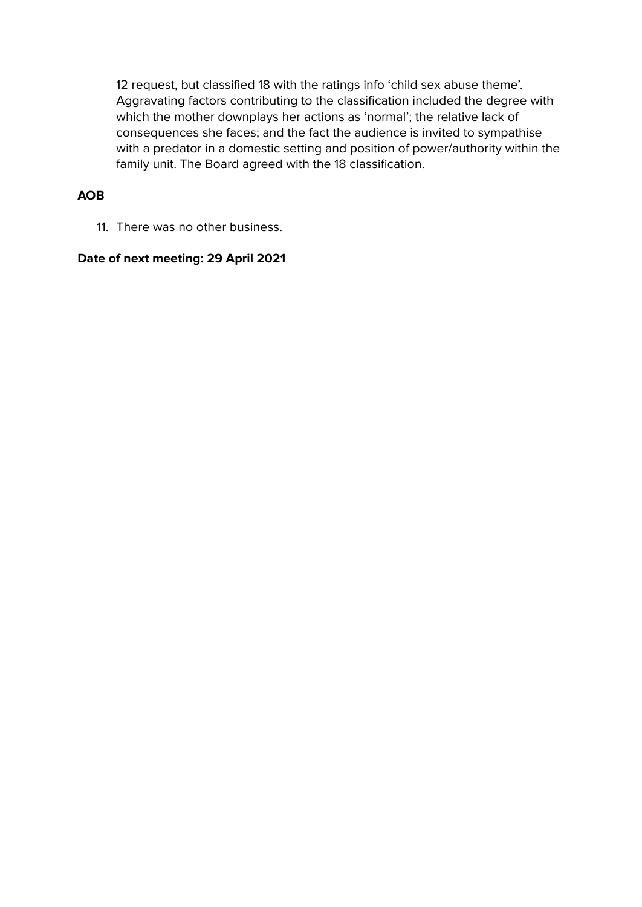12 request, but classified 18 with the ratings info 'child sex abuse theme'. Aggravating factors contributing to the classification included the degree with which the mother downplays her actions as 'normal'; the relative lack of consequences she faces; and the fact the audience is invited to sympathise with a predator in a domestic setting and position of power/authority within the family unit. The Board agreed with the 18 classification.

**AOB**

11. There was no other business.

**Date of next meeting: 29 April 2021**